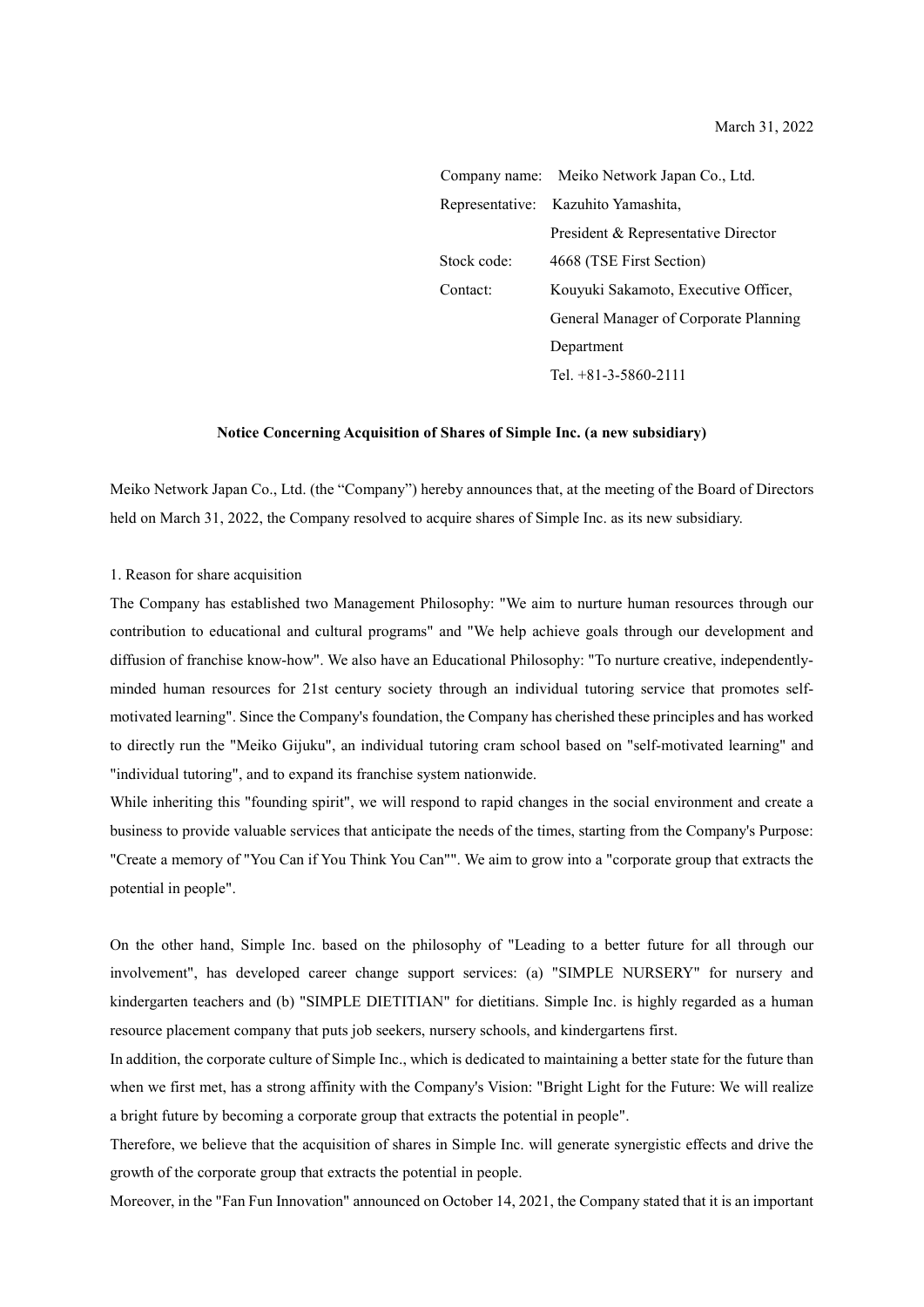March 31, 2022

Company name: Meiko Network Japan Co., Ltd.
Representative: Kazuhito Yamashita, President & Representative Director
Stock code: 4668 (TSE First Section)
Contact: Kouyuki Sakamoto, Executive Officer, General Manager of Corporate Planning Department
Tel. +81-3-5860-2111

**Notice Concerning Acquisition of Shares of Simple Inc. (a new subsidiary)**

Meiko Network Japan Co., Ltd. (the "Company") hereby announces that, at the meeting of the Board of Directors held on March 31, 2022, the Company resolved to acquire shares of Simple Inc. as its new subsidiary.

1. Reason for share acquisition

The Company has established two Management Philosophy: "We aim to nurture human resources through our contribution to educational and cultural programs" and "We help achieve goals through our development and diffusion of franchise know-how". We also have an Educational Philosophy: "To nurture creative, independently-minded human resources for 21st century society through an individual tutoring service that promotes self-motivated learning". Since the Company's foundation, the Company has cherished these principles and has worked to directly run the "Meiko Gijuku", an individual tutoring cram school based on "self-motivated learning" and "individual tutoring", and to expand its franchise system nationwide.

While inheriting this "founding spirit", we will respond to rapid changes in the social environment and create a business to provide valuable services that anticipate the needs of the times, starting from the Company's Purpose: "Create a memory of "You Can if You Think You Can"". We aim to grow into a "corporate group that extracts the potential in people".

On the other hand, Simple Inc. based on the philosophy of "Leading to a better future for all through our involvement", has developed career change support services: (a) "SIMPLE NURSERY" for nursery and kindergarten teachers and (b) "SIMPLE DIETITIAN" for dietitians. Simple Inc. is highly regarded as a human resource placement company that puts job seekers, nursery schools, and kindergartens first.

In addition, the corporate culture of Simple Inc., which is dedicated to maintaining a better state for the future than when we first met, has a strong affinity with the Company's Vision: "Bright Light for the Future: We will realize a bright future by becoming a corporate group that extracts the potential in people".

Therefore, we believe that the acquisition of shares in Simple Inc. will generate synergistic effects and drive the growth of the corporate group that extracts the potential in people.

Moreover, in the "Fan Fun Innovation" announced on October 14, 2021, the Company stated that it is an important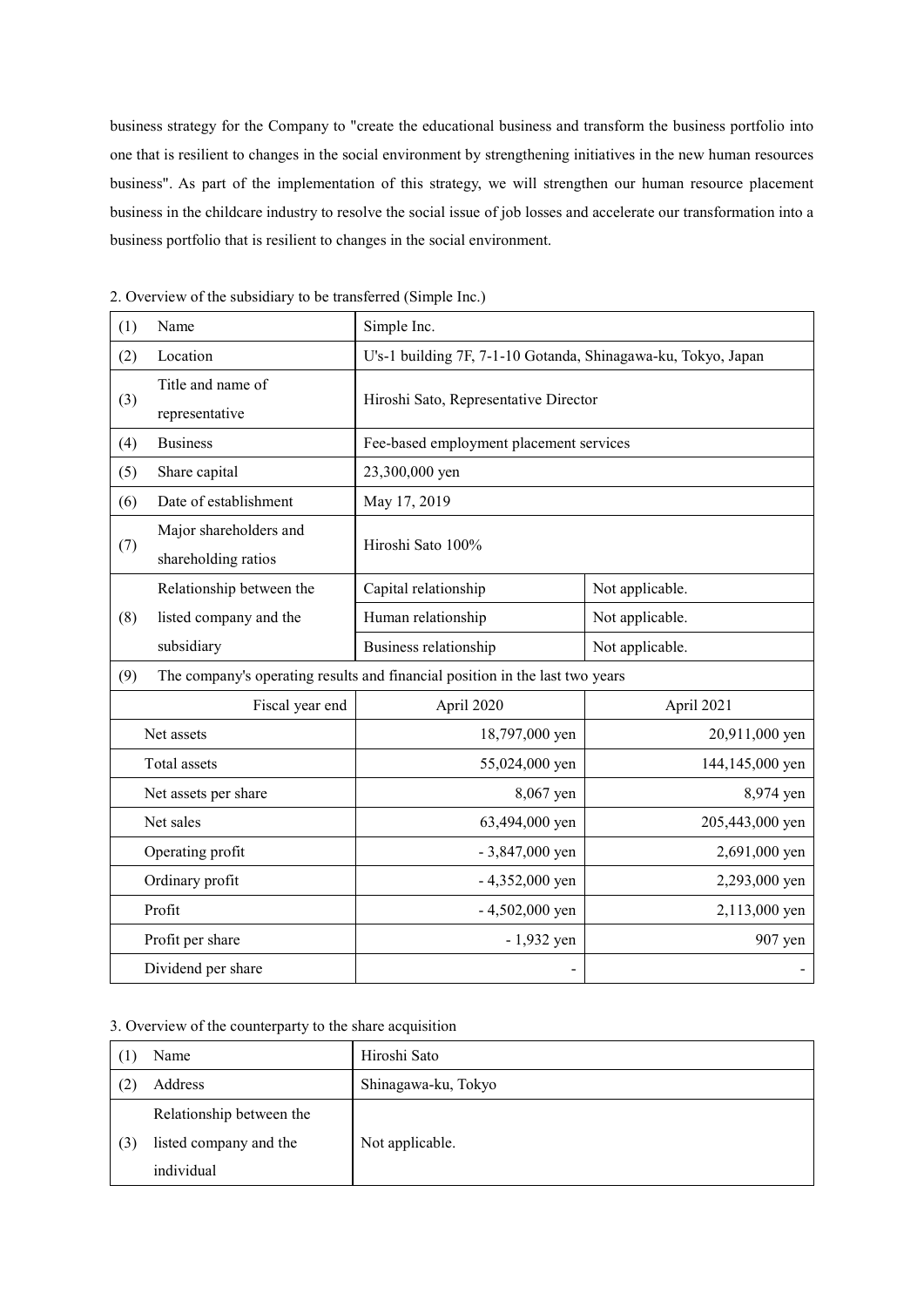business strategy for the Company to "create the educational business and transform the business portfolio into one that is resilient to changes in the social environment by strengthening initiatives in the new human resources business". As part of the implementation of this strategy, we will strengthen our human resource placement business in the childcare industry to resolve the social issue of job losses and accelerate our transformation into a business portfolio that is resilient to changes in the social environment.

2. Overview of the subsidiary to be transferred (Simple Inc.)

| (1) | Name | Simple Inc. | |
|---|---|---|---|
| (2) | Location | U's-1 building 7F, 7-1-10 Gotanda, Shinagawa-ku, Tokyo, Japan | |
| (3) | Title and name of representative | Hiroshi Sato, Representative Director | |
| (4) | Business | Fee-based employment placement services | |
| (5) | Share capital | 23,300,000 yen | |
| (6) | Date of establishment | May 17, 2019 | |
| (7) | Major shareholders and shareholding ratios | Hiroshi Sato 100% | |
| (8) | Relationship between the listed company and the subsidiary | Capital relationship | Not applicable. |
| | | Human relationship | Not applicable. |
| | | Business relationship | Not applicable. |
| (9) | The company's operating results and financial position in the last two years | | |
| | Fiscal year end | April 2020 | April 2021 |
| | Net assets | 18,797,000 yen | 20,911,000 yen |
| | Total assets | 55,024,000 yen | 144,145,000 yen |
| | Net assets per share | 8,067 yen | 8,974 yen |
| | Net sales | 63,494,000 yen | 205,443,000 yen |
| | Operating profit | - 3,847,000 yen | 2,691,000 yen |
| | Ordinary profit | - 4,352,000 yen | 2,293,000 yen |
| | Profit | - 4,502,000 yen | 2,113,000 yen |
| | Profit per share | - 1,932 yen | 907 yen |
| | Dividend per share | - | - |

3. Overview of the counterparty to the share acquisition

| (1) | Name | Hiroshi Sato |
|---|---|---|
| (2) | Address | Shinagawa-ku, Tokyo |
| (3) | Relationship between the listed company and the individual | Not applicable. |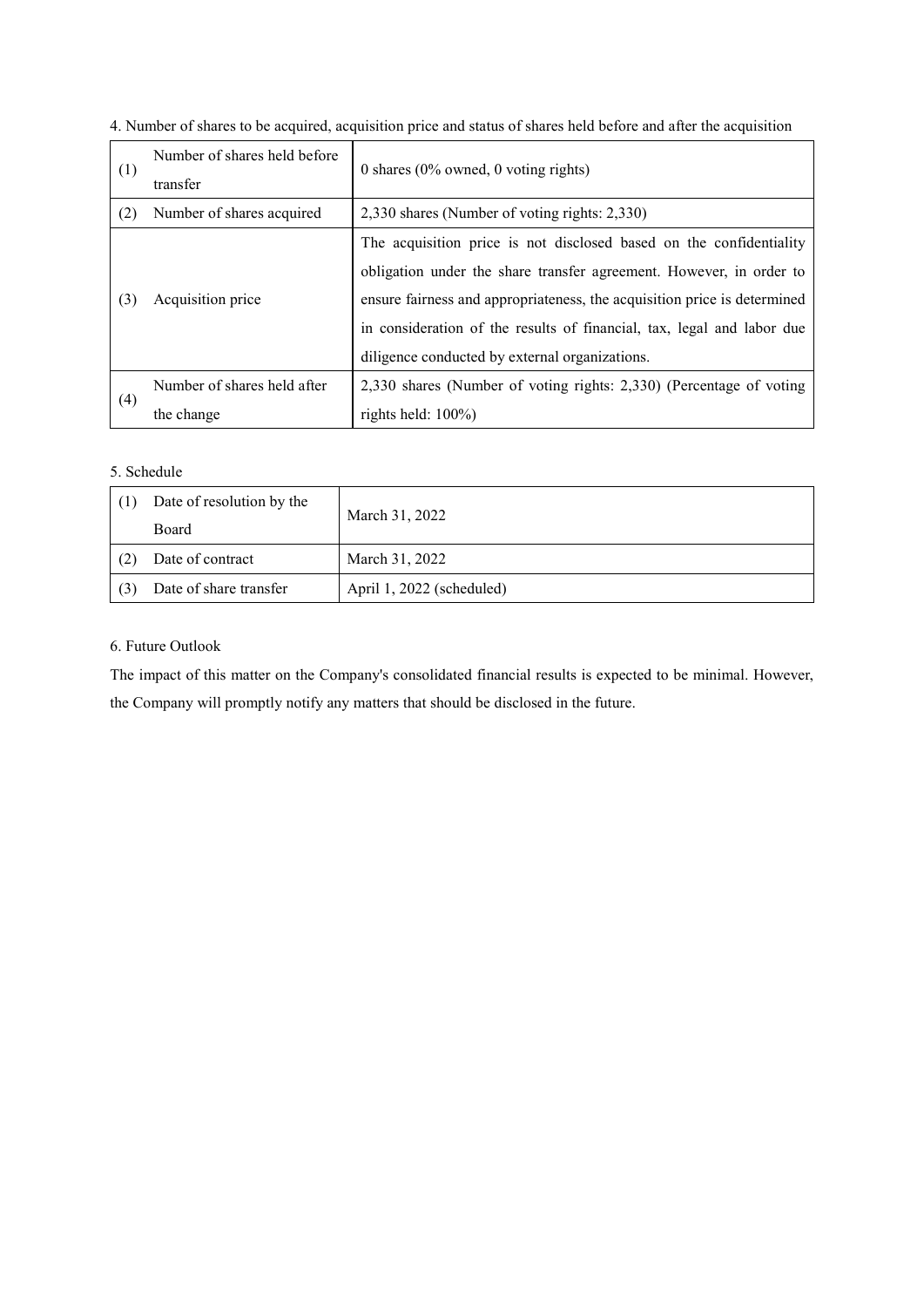4. Number of shares to be acquired, acquisition price and status of shares held before and after the acquisition

| | | |
|---|---|---|
| (1) | Number of shares held before transfer | 0 shares (0% owned, 0 voting rights) |
| (2) | Number of shares acquired | 2,330 shares (Number of voting rights: 2,330) |
| (3) | Acquisition price | The acquisition price is not disclosed based on the confidentiality obligation under the share transfer agreement. However, in order to ensure fairness and appropriateness, the acquisition price is determined in consideration of the results of financial, tax, legal and labor due diligence conducted by external organizations. |
| (4) | Number of shares held after the change | 2,330 shares (Number of voting rights: 2,330) (Percentage of voting rights held: 100%) |

5. Schedule

| | | |
|---|---|---|
| (1) | Date of resolution by the Board | March 31, 2022 |
| (2) | Date of contract | March 31, 2022 |
| (3) | Date of share transfer | April 1, 2022 (scheduled) |

6. Future Outlook

The impact of this matter on the Company's consolidated financial results is expected to be minimal. However, the Company will promptly notify any matters that should be disclosed in the future.